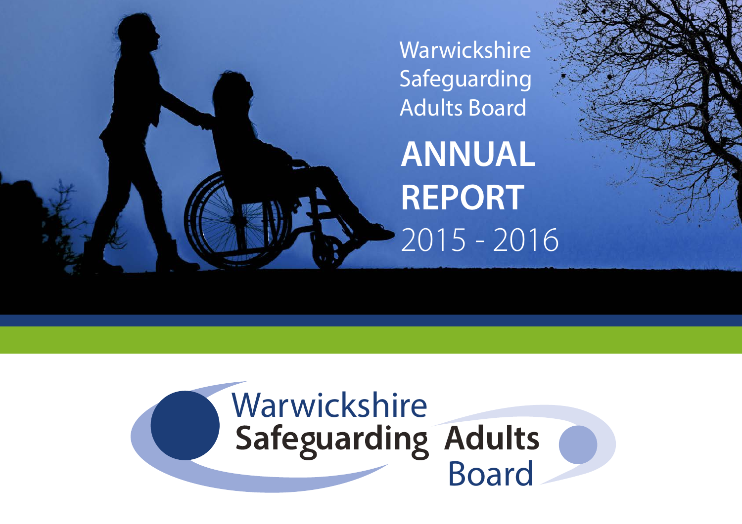Warwickshire Safeguarding Adults Board

# ANNUAL REPORT 2015 - 2016

Warwickshire Safeguarding Adults Board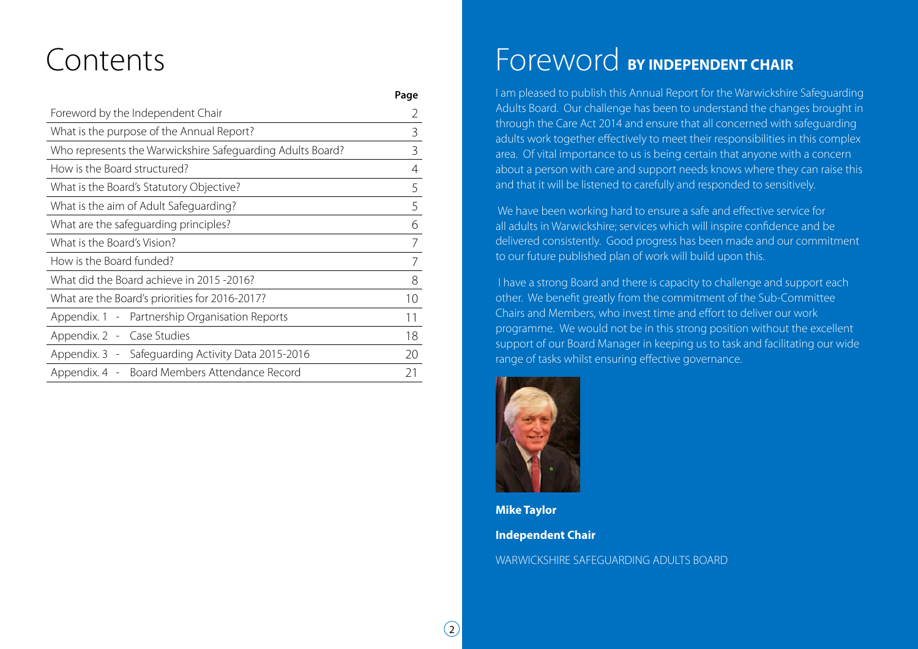# Contents

| | Page |
|---|---|
| Foreword by the Independent Chair | 2 |
| What is the purpose of the Annual Report? | 3 |
| Who represents the Warwickshire Safeguarding Adults Board? | 3 |
| How is the Board structured? | 4 |
| What is the Board's Statutory Objective? | 5 |
| What is the aim of Adult Safeguarding? | 5 |
| What are the safeguarding principles? | 6 |
| What is the Board's Vision? | 7 |
| How is the Board funded? | 7 |
| What did the Board achieve in 2015 -2016? | 8 |
| What are the Board's priorities for 2016-2017? | 10 |
| Appendix. 1 - Partnership Organisation Reports | 11 |
| Appendix. 2 - Case Studies | 18 |
| Appendix. 3 - Safeguarding Activity Data 2015-2016 | 20 |
| Appendix. 4 - Board Members Attendance Record | 21 |

# Foreword **BY INDEPENDENT CHAIR**

I am pleased to publish this Annual Report for the Warwickshire Safeguarding Adults Board. Our challenge has been to understand the changes brought in through the Care Act 2014 and ensure that all concerned with safeguarding adults work together effectively to meet their responsibilities in this complex area. Of vital importance to us is being certain that anyone with a concern about a person with care and support needs knows where they can raise this and that it will be listened to carefully and responded to sensitively.

We have been working hard to ensure a safe and effective service for all adults in Warwickshire; services which will inspire confidence and be delivered consistently. Good progress has been made and our commitment to our future published plan of work will build upon this.

I have a strong Board and there is capacity to challenge and support each other. We benefit greatly from the commitment of the Sub-Committee Chairs and Members, who invest time and effort to deliver our work programme. We would not be in this strong position without the excellent support of our Board Manager in keeping us to task and facilitating our wide range of tasks whilst ensuring effective governance.

**Mike Taylor**

**Independent Chair**

WARWICKSHIRE SAFEGUARDING ADULTS BOARD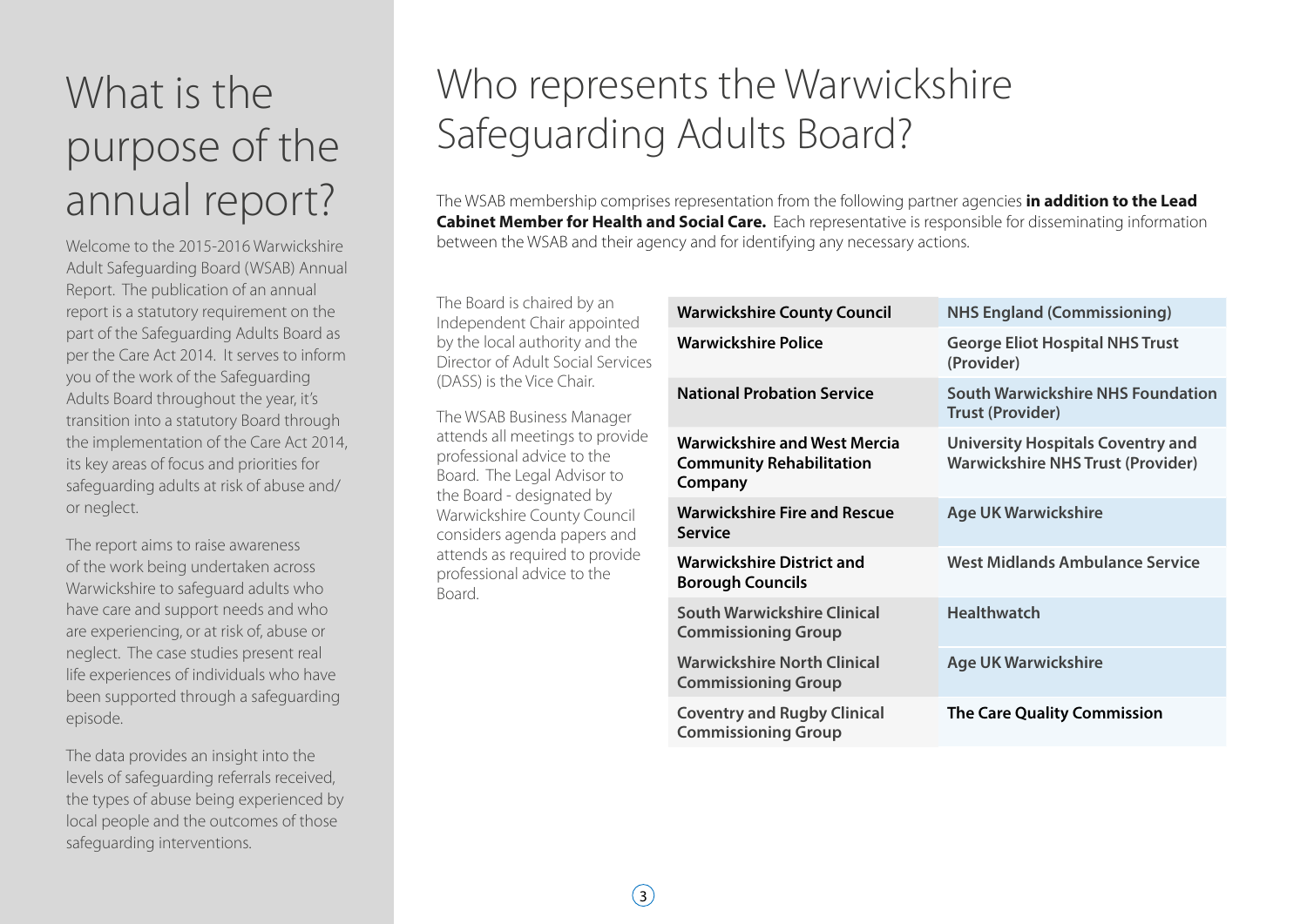# What is the purpose of the annual report?

Welcome to the 2015-2016 Warwickshire Adult Safeguarding Board (WSAB) Annual Report. The publication of an annual report is a statutory requirement on the part of the Safeguarding Adults Board as per the Care Act 2014. It serves to inform you of the work of the Safeguarding Adults Board throughout the year, it's transition into a statutory Board through the implementation of the Care Act 2014, its key areas of focus and priorities for safeguarding adults at risk of abuse and/or neglect.

The report aims to raise awareness of the work being undertaken across Warwickshire to safeguard adults who have care and support needs and who are experiencing, or at risk of, abuse or neglect. The case studies present real life experiences of individuals who have been supported through a safeguarding episode.

The data provides an insight into the levels of safeguarding referrals received, the types of abuse being experienced by local people and the outcomes of those safeguarding interventions.

# Who represents the Warwickshire Safeguarding Adults Board?

The WSAB membership comprises representation from the following partner agencies **in addition to the Lead Cabinet Member for Health and Social Care.** Each representative is responsible for disseminating information between the WSAB and their agency and for identifying any necessary actions.

The Board is chaired by an Independent Chair appointed by the local authority and the Director of Adult Social Services (DASS) is the Vice Chair.

The WSAB Business Manager attends all meetings to provide professional advice to the Board. The Legal Advisor to the Board - designated by Warwickshire County Council considers agenda papers and attends as required to provide professional advice to the Board.

| | |
|---|---|
| **Warwickshire County Council** | **NHS England (Commissioning)** |
| **Warwickshire Police** | **George Eliot Hospital NHS Trust (Provider)** |
| **National Probation Service** | **South Warwickshire NHS Foundation Trust (Provider)** |
| **Warwickshire and West Mercia Community Rehabilitation Company** | **University Hospitals Coventry and Warwickshire NHS Trust (Provider)** |
| **Warwickshire Fire and Rescue Service** | **Age UK Warwickshire** |
| **Warwickshire District and Borough Councils** | **West Midlands Ambulance Service** |
| **South Warwickshire Clinical Commissioning Group** | **Healthwatch** |
| **Warwickshire North Clinical Commissioning Group** | **Age UK Warwickshire** |
| **Coventry and Rugby Clinical Commissioning Group** | **The Care Quality Commission** |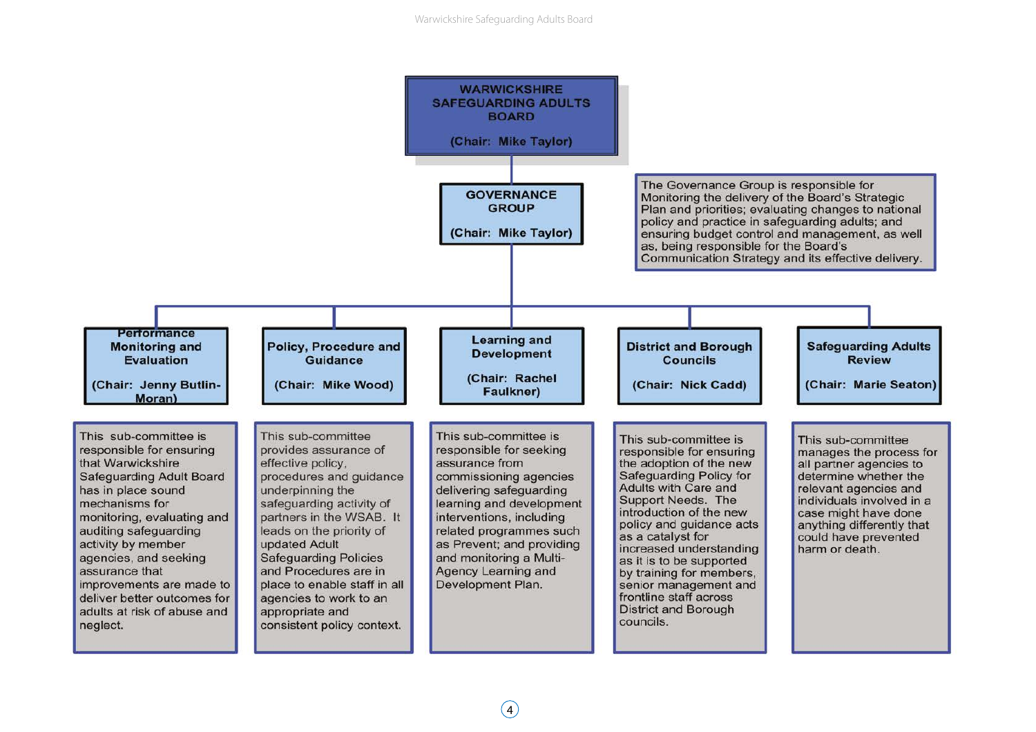## WARWICKSHIRE SAFEGUARDING ADULTS BOARD

(Chair: Mike Taylor)

### GOVERNANCE GROUP

(Chair: Mike Taylor)

The Governance Group is responsible for Monitoring the delivery of the Board's Strategic Plan and priorities; evaluating changes to national policy and practice in safeguarding adults; and ensuring budget control and management, as well as, being responsible for the Board's Communication Strategy and its effective delivery.

### Performance Monitoring and Evaluation

(Chair: Jenny Butlin-Moran)

This sub-committee is responsible for ensuring that Warwickshire Safeguarding Adult Board has in place sound mechanisms for monitoring, evaluating and auditing safeguarding activity by member agencies, and seeking assurance that improvements are made to deliver better outcomes for adults at risk of abuse and neglect.

### Policy, Procedure and Guidance

(Chair: Mike Wood)

This sub-committee provides assurance of effective policy, procedures and guidance underpinning the safeguarding activity of partners in the WSAB. It leads on the priority of updated Adult Safeguarding Policies and Procedures are in place to enable staff in all agencies to work to an appropriate and consistent policy context.

### Learning and Development

(Chair: Rachel Faulkner)

This sub-committee is responsible for seeking assurance from commissioning agencies delivering safeguarding learning and development interventions, including related programmes such as Prevent; and providing and monitoring a Multi-Agency Learning and Development Plan.

### District and Borough Councils

(Chair: Nick Cadd)

This sub-committee is responsible for ensuring the adoption of the new Safeguarding Policy for Adults with Care and Support Needs. The introduction of the new policy and guidance acts as a catalyst for increased understanding as it is to be supported by training for members, senior management and frontline staff across District and Borough councils.

### Safeguarding Adults Review

(Chair: Marie Seaton)

This sub-committee manages the process for all partner agencies to determine whether the relevant agencies and individuals involved in a case might have done anything differently that could have prevented harm or death.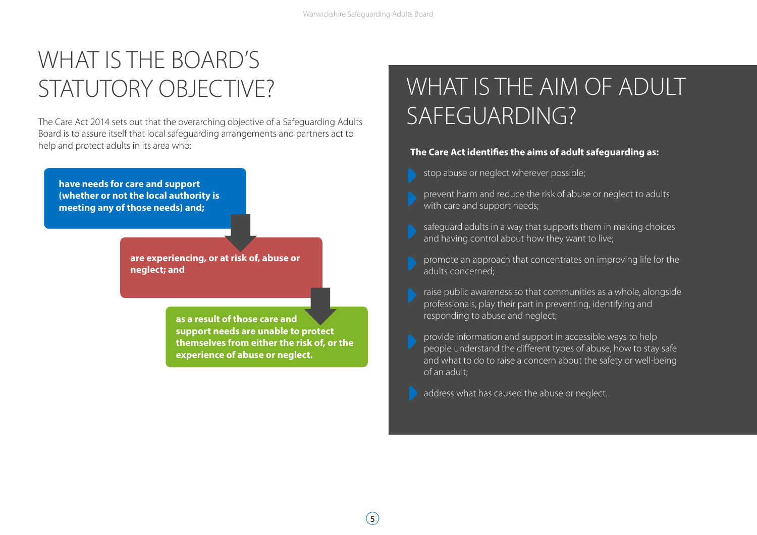# WHAT IS THE BOARD'S STATUTORY OBJECTIVE?

The Care Act 2014 sets out that the overarching objective of a Safeguarding Adults Board is to assure itself that local safeguarding arrangements and partners act to help and protect adults in its area who:

**have needs for care and support (whether or not the local authority is meeting any of those needs) and;**

**are experiencing, or at risk of, abuse or neglect; and**

**as a result of those care and support needs are unable to protect themselves from either the risk of, or the experience of abuse or neglect.**

# WHAT IS THE AIM OF ADULT SAFEGUARDING?

**The Care Act identifies the aims of adult safeguarding as:**

- stop abuse or neglect wherever possible;
- prevent harm and reduce the risk of abuse or neglect to adults with care and support needs;
- safeguard adults in a way that supports them in making choices and having control about how they want to live;
- promote an approach that concentrates on improving life for the adults concerned;
- raise public awareness so that communities as a whole, alongside professionals, play their part in preventing, identifying and responding to abuse and neglect;
- provide information and support in accessible ways to help people understand the different types of abuse, how to stay safe and what to do to raise a concern about the safety or well-being of an adult;
- address what has caused the abuse or neglect.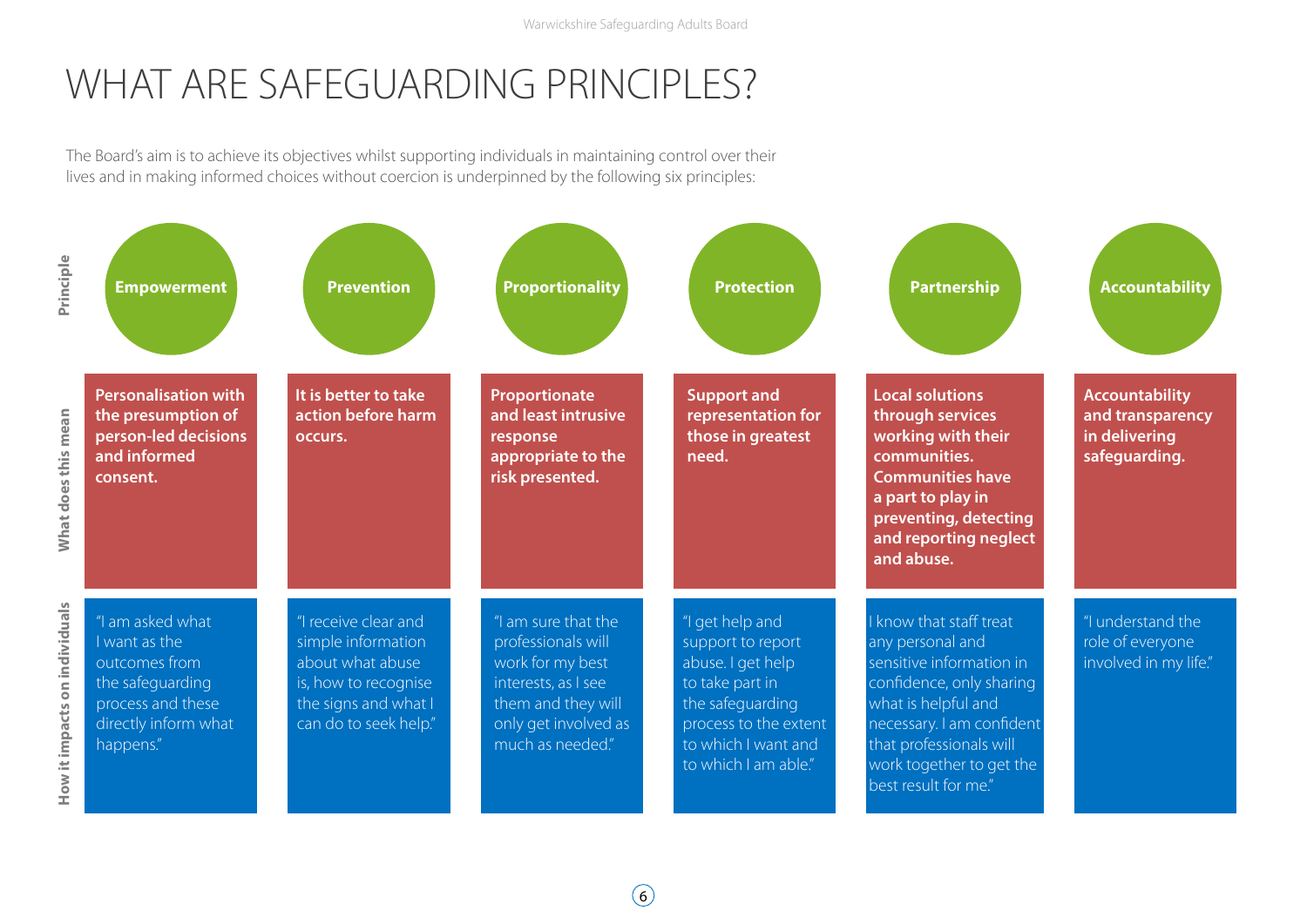# WHAT ARE SAFEGUARDING PRINCIPLES?

The Board's aim is to achieve its objectives whilst supporting individuals in maintaining control over their lives and in making informed choices without coercion is underpinned by the following six principles:

| Principle | What does this mean | How it impacts on individuals |
|---|---|---|
| **Empowerment** | **Personalisation with the presumption of person-led decisions and informed consent.** | "I am asked what I want as the outcomes from the safeguarding process and these directly inform what happens." |
| **Prevention** | **It is better to take action before harm occurs.** | "I receive clear and simple information about what abuse is, how to recognise the signs and what I can do to seek help." |
| **Proportionality** | **Proportionate and least intrusive response appropriate to the risk presented.** | "I am sure that the professionals will work for my best interests, as I see them and they will only get involved as much as needed." |
| **Protection** | **Support and representation for those in greatest need.** | "I get help and support to report abuse. I get help to take part in the safeguarding process to the extent to which I want and to which I am able." |
| **Partnership** | **Local solutions through services working with their communities. Communities have a part to play in preventing, detecting and reporting neglect and abuse.** | I know that staff treat any personal and sensitive information in confidence, only sharing what is helpful and necessary. I am confident that professionals will work together to get the best result for me." |
| **Accountability** | **Accountability and transparency in delivering safeguarding.** | "I understand the role of everyone involved in my life." |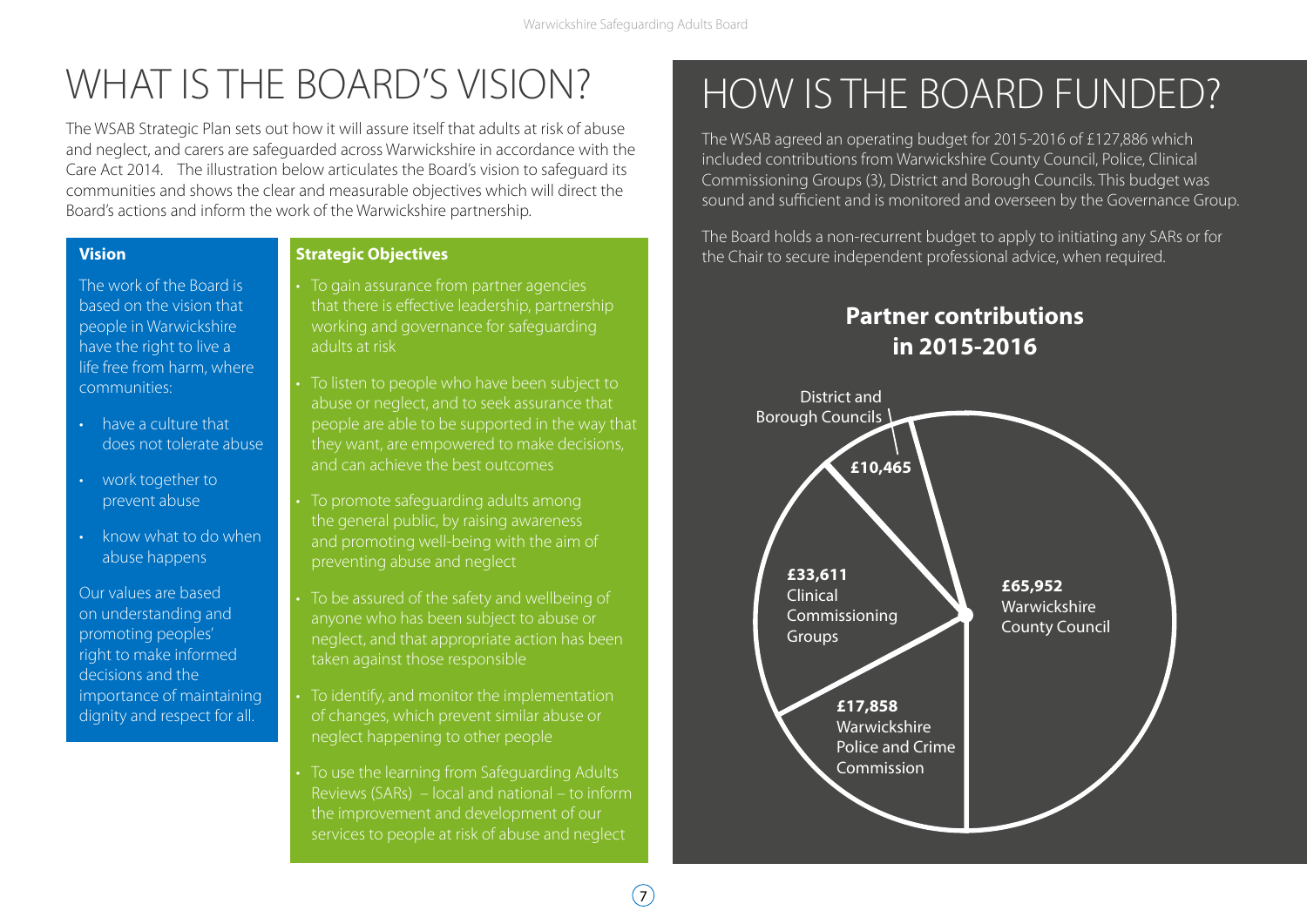# WHAT IS THE BOARD'S VISION?

The WSAB Strategic Plan sets out how it will assure itself that adults at risk of abuse and neglect, and carers are safeguarded across Warwickshire in accordance with the Care Act 2014. The illustration below articulates the Board's vision to safeguard its communities and shows the clear and measurable objectives which will direct the Board's actions and inform the work of the Warwickshire partnership.

**Vision**

The work of the Board is based on the vision that people in Warwickshire have the right to live a life free from harm, where communities:

- have a culture that does not tolerate abuse
- work together to prevent abuse
- know what to do when abuse happens

Our values are based on understanding and promoting peoples' right to make informed decisions and the importance of maintaining dignity and respect for all.

**Strategic Objectives**

- To gain assurance from partner agencies that there is effective leadership, partnership working and governance for safeguarding adults at risk
- To listen to people who have been subject to abuse or neglect, and to seek assurance that people are able to be supported in the way that they want, are empowered to make decisions, and can achieve the best outcomes
- To promote safeguarding adults among the general public, by raising awareness and promoting well-being with the aim of preventing abuse and neglect
- To be assured of the safety and wellbeing of anyone who has been subject to abuse or neglect, and that appropriate action has been taken against those responsible
- To identify, and monitor the implementation of changes, which prevent similar abuse or neglect happening to other people
- To use the learning from Safeguarding Adults Reviews (SARs) – local and national – to inform the improvement and development of our services to people at risk of abuse and neglect

# HOW IS THE BOARD FUNDED?

The WSAB agreed an operating budget for 2015-2016 of £127,886 which included contributions from Warwickshire County Council, Police, Clinical Commissioning Groups (3), District and Borough Councils. This budget was sound and sufficient and is monitored and overseen by the Governance Group.

The Board holds a non-recurrent budget to apply to initiating any SARs or for the Chair to secure independent professional advice, when required.

**Partner contributions in 2015-2016**

| Partner | Contribution |
|---|---|
| Warwickshire County Council | £65,952 |
| Clinical Commissioning Groups | £33,611 |
| Warwickshire Police and Crime Commission | £17,858 |
| District and Borough Councils | £10,465 |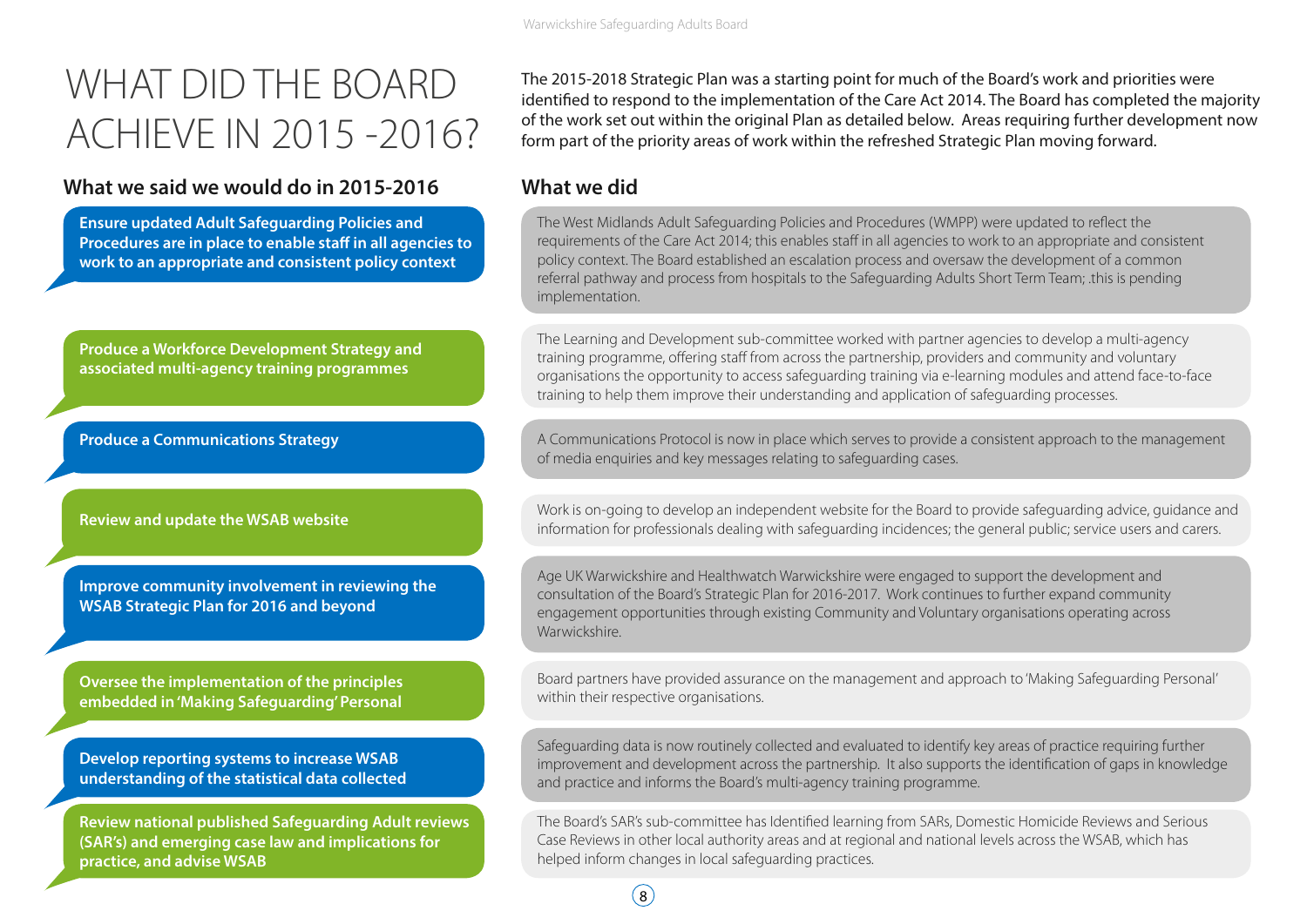# WHAT DID THE BOARD ACHIEVE IN 2015 -2016?

The 2015-2018 Strategic Plan was a starting point for much of the Board's work and priorities were identified to respond to the implementation of the Care Act 2014. The Board has completed the majority of the work set out within the original Plan as detailed below. Areas requiring further development now form part of the priority areas of work within the refreshed Strategic Plan moving forward.

| What we said we would do in 2015-2016 | What we did |
|---|---|
| **Ensure updated Adult Safeguarding Policies and Procedures are in place to enable staff in all agencies to work to an appropriate and consistent policy context** | The West Midlands Adult Safeguarding Policies and Procedures (WMPP) were updated to reflect the requirements of the Care Act 2014; this enables staff in all agencies to work to an appropriate and consistent policy context. The Board established an escalation process and oversaw the development of a common referral pathway and process from hospitals to the Safeguarding Adults Short Term Team; .this is pending implementation. |
| **Produce a Workforce Development Strategy and associated multi-agency training programmes** | The Learning and Development sub-committee worked with partner agencies to develop a multi-agency training programme, offering staff from across the partnership, providers and community and voluntary organisations the opportunity to access safeguarding training via e-learning modules and attend face-to-face training to help them improve their understanding and application of safeguarding processes. |
| **Produce a Communications Strategy** | A Communications Protocol is now in place which serves to provide a consistent approach to the management of media enquiries and key messages relating to safeguarding cases. |
| **Review and update the WSAB website** | Work is on-going to develop an independent website for the Board to provide safeguarding advice, guidance and information for professionals dealing with safeguarding incidences; the general public; service users and carers. |
| **Improve community involvement in reviewing the WSAB Strategic Plan for 2016 and beyond** | Age UK Warwickshire and Healthwatch Warwickshire were engaged to support the development and consultation of the Board's Strategic Plan for 2016-2017. Work continues to further expand community engagement opportunities through existing Community and Voluntary organisations operating across Warwickshire. |
| **Oversee the implementation of the principles embedded in 'Making Safeguarding' Personal** | Board partners have provided assurance on the management and approach to 'Making Safeguarding Personal' within their respective organisations. |
| **Develop reporting systems to increase WSAB understanding of the statistical data collected** | Safeguarding data is now routinely collected and evaluated to identify key areas of practice requiring further improvement and development across the partnership. It also supports the identification of gaps in knowledge and practice and informs the Board's multi-agency training programme. |
| **Review national published Safeguarding Adult reviews (SAR's) and emerging case law and implications for practice, and advise WSAB** | The Board's SAR's sub-committee has Identified learning from SARs, Domestic Homicide Reviews and Serious Case Reviews in other local authority areas and at regional and national levels across the WSAB, which has helped inform changes in local safeguarding practices. |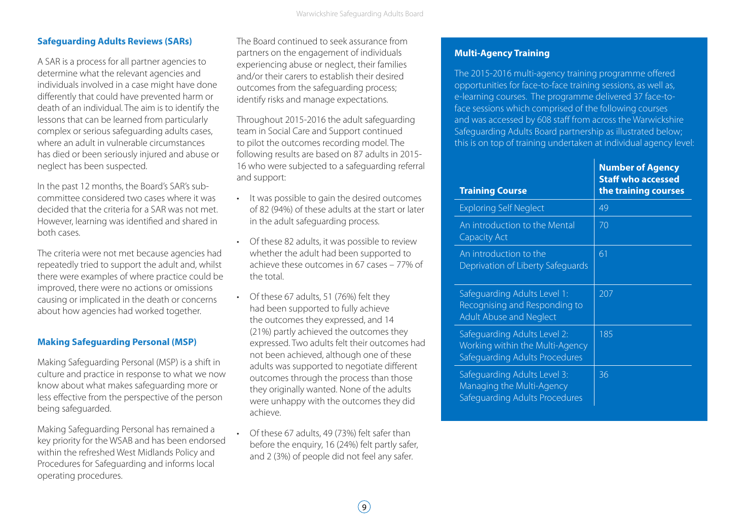### Safeguarding Adults Reviews (SARs)

A SAR is a process for all partner agencies to determine what the relevant agencies and individuals involved in a case might have done differently that could have prevented harm or death of an individual. The aim is to identify the lessons that can be learned from particularly complex or serious safeguarding adults cases, where an adult in vulnerable circumstances has died or been seriously injured and abuse or neglect has been suspected.

In the past 12 months, the Board's SAR's sub-committee considered two cases where it was decided that the criteria for a SAR was not met. However, learning was identified and shared in both cases.

The criteria were not met because agencies had repeatedly tried to support the adult and, whilst there were examples of where practice could be improved, there were no actions or omissions causing or implicated in the death or concerns about how agencies had worked together.

### Making Safeguarding Personal (MSP)

Making Safeguarding Personal (MSP) is a shift in culture and practice in response to what we now know about what makes safeguarding more or less effective from the perspective of the person being safeguarded.

Making Safeguarding Personal has remained a key priority for the WSAB and has been endorsed within the refreshed West Midlands Policy and Procedures for Safeguarding and informs local operating procedures.

The Board continued to seek assurance from partners on the engagement of individuals experiencing abuse or neglect, their families and/or their carers to establish their desired outcomes from the safeguarding process; identify risks and manage expectations.

Throughout 2015-2016 the adult safeguarding team in Social Care and Support continued to pilot the outcomes recording model. The following results are based on 87 adults in 2015-16 who were subjected to a safeguarding referral and support:

- It was possible to gain the desired outcomes of 82 (94%) of these adults at the start or later in the adult safeguarding process.
- Of these 82 adults, it was possible to review whether the adult had been supported to achieve these outcomes in 67 cases – 77% of the total.
- Of these 67 adults, 51 (76%) felt they had been supported to fully achieve the outcomes they expressed, and 14 (21%) partly achieved the outcomes they expressed. Two adults felt their outcomes had not been achieved, although one of these adults was supported to negotiate different outcomes through the process than those they originally wanted. None of the adults were unhappy with the outcomes they did achieve.
- Of these 67 adults, 49 (73%) felt safer than before the enquiry, 16 (24%) felt partly safer, and 2 (3%) of people did not feel any safer.

### Multi-Agency Training

The 2015-2016 multi-agency training programme offered opportunities for face-to-face training sessions, as well as, e-learning courses. The programme delivered 37 face-to-face sessions which comprised of the following courses and was accessed by 608 staff from across the Warwickshire Safeguarding Adults Board partnership as illustrated below; this is on top of training undertaken at individual agency level:

| Training Course | Number of Agency Staff who accessed the training courses |
|---|---|
| Exploring Self Neglect | 49 |
| An introduction to the Mental Capacity Act | 70 |
| An introduction to the Deprivation of Liberty Safeguards | 61 |
| Safeguarding Adults Level 1: Recognising and Responding to Adult Abuse and Neglect | 207 |
| Safeguarding Adults Level 2: Working within the Multi-Agency Safeguarding Adults Procedures | 185 |
| Safeguarding Adults Level 3: Managing the Multi-Agency Safeguarding Adults Procedures | 36 |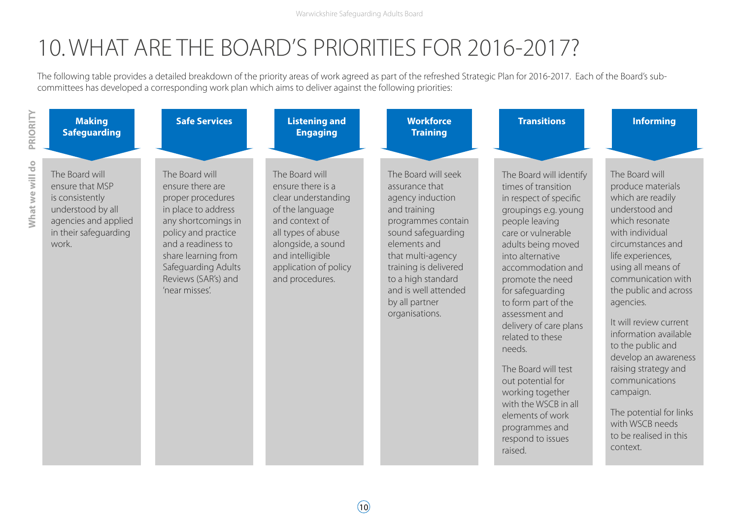# 10. WHAT ARE THE BOARD'S PRIORITIES FOR 2016-2017?

The following table provides a detailed breakdown of the priority areas of work agreed as part of the refreshed Strategic Plan for 2016-2017. Each of the Board's sub-committees has developed a corresponding work plan which aims to deliver against the following priorities:

| PRIORITY | What we will do |
|---|---|
| **Making Safeguarding** | The Board will ensure that MSP is consistently understood by all agencies and applied in their safeguarding work. |
| **Safe Services** | The Board will ensure there are proper procedures in place to address any shortcomings in policy and practice and a readiness to share learning from Safeguarding Adults Reviews (SAR's) and 'near misses'. |
| **Listening and Engaging** | The Board will ensure there is a clear understanding of the language and context of all types of abuse alongside, a sound and intelligible application of policy and procedures. |
| **Workforce Training** | The Board will seek assurance that agency induction and training programmes contain sound safeguarding elements and that multi-agency training is delivered to a high standard and is well attended by all partner organisations. |
| **Transitions** | The Board will identify times of transition in respect of specific groupings e.g. young people leaving care or vulnerable adults being moved into alternative accommodation and promote the need for safeguarding to form part of the assessment and delivery of care plans related to these needs.<br><br>The Board will test out potential for working together with the WSCB in all elements of work programmes and respond to issues raised. |
| **Informing** | The Board will produce materials which are readily understood and which resonate with individual circumstances and life experiences, using all means of communication with the public and across agencies.<br><br>It will review current information available to the public and develop an awareness raising strategy and communications campaign.<br><br>The potential for links with WSCB needs to be realised in this context. |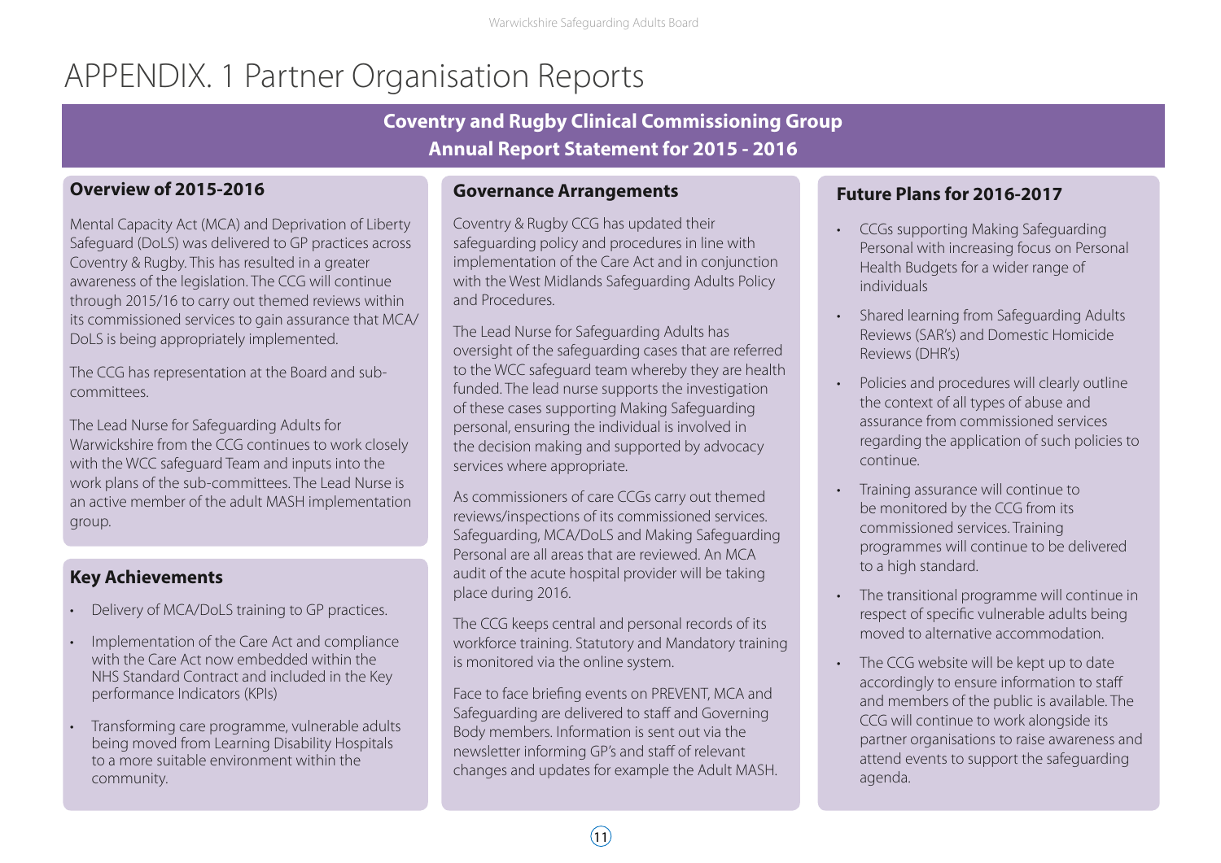# APPENDIX. 1 Partner Organisation Reports

## Coventry and Rugby Clinical Commissioning Group Annual Report Statement for 2015 - 2016

### Overview of 2015-2016

Mental Capacity Act (MCA) and Deprivation of Liberty Safeguard (DoLS) was delivered to GP practices across Coventry & Rugby. This has resulted in a greater awareness of the legislation. The CCG will continue through 2015/16 to carry out themed reviews within its commissioned services to gain assurance that MCA/DoLS is being appropriately implemented.

The CCG has representation at the Board and sub-committees.

The Lead Nurse for Safeguarding Adults for Warwickshire from the CCG continues to work closely with the WCC safeguard Team and inputs into the work plans of the sub-committees. The Lead Nurse is an active member of the adult MASH implementation group.

### Key Achievements

- Delivery of MCA/DoLS training to GP practices.
- Implementation of the Care Act and compliance with the Care Act now embedded within the NHS Standard Contract and included in the Key performance Indicators (KPIs)
- Transforming care programme, vulnerable adults being moved from Learning Disability Hospitals to a more suitable environment within the community.

### Governance Arrangements

Coventry & Rugby CCG has updated their safeguarding policy and procedures in line with implementation of the Care Act and in conjunction with the West Midlands Safeguarding Adults Policy and Procedures.

The Lead Nurse for Safeguarding Adults has oversight of the safeguarding cases that are referred to the WCC safeguard team whereby they are health funded. The lead nurse supports the investigation of these cases supporting Making Safeguarding personal, ensuring the individual is involved in the decision making and supported by advocacy services where appropriate.

As commissioners of care CCGs carry out themed reviews/inspections of its commissioned services. Safeguarding, MCA/DoLS and Making Safeguarding Personal are all areas that are reviewed. An MCA audit of the acute hospital provider will be taking place during 2016.

The CCG keeps central and personal records of its workforce training. Statutory and Mandatory training is monitored via the online system.

Face to face briefing events on PREVENT, MCA and Safeguarding are delivered to staff and Governing Body members. Information is sent out via the newsletter informing GP's and staff of relevant changes and updates for example the Adult MASH.

### Future Plans for 2016-2017

- CCGs supporting Making Safeguarding Personal with increasing focus on Personal Health Budgets for a wider range of individuals
- Shared learning from Safeguarding Adults Reviews (SAR's) and Domestic Homicide Reviews (DHR's)
- Policies and procedures will clearly outline the context of all types of abuse and assurance from commissioned services regarding the application of such policies to continue.
- Training assurance will continue to be monitored by the CCG from its commissioned services. Training programmes will continue to be delivered to a high standard.
- The transitional programme will continue in respect of specific vulnerable adults being moved to alternative accommodation.
- The CCG website will be kept up to date accordingly to ensure information to staff and members of the public is available. The CCG will continue to work alongside its partner organisations to raise awareness and attend events to support the safeguarding agenda.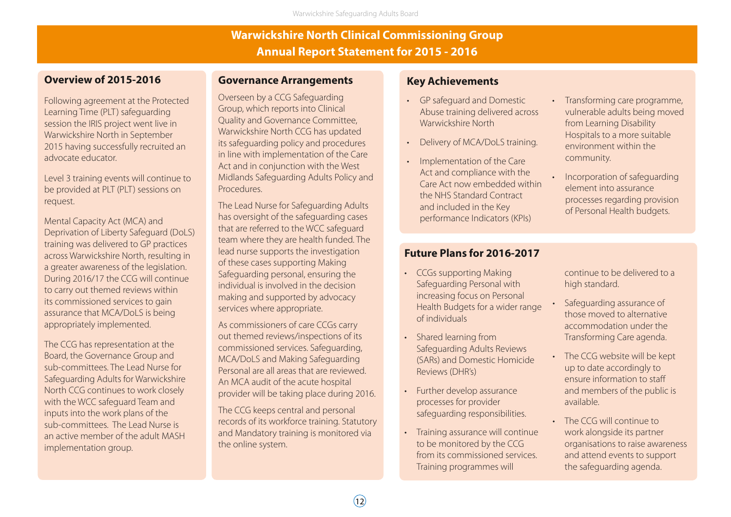# Warwickshire North Clinical Commissioning Group Annual Report Statement for 2015 - 2016

## Overview of 2015-2016

Following agreement at the Protected Learning Time (PLT) safeguarding session the IRIS project went live in Warwickshire North in September 2015 having successfully recruited an advocate educator.

Level 3 training events will continue to be provided at PLT (PLT) sessions on request.

Mental Capacity Act (MCA) and Deprivation of Liberty Safeguard (DoLS) training was delivered to GP practices across Warwickshire North, resulting in a greater awareness of the legislation. During 2016/17 the CCG will continue to carry out themed reviews within its commissioned services to gain assurance that MCA/DoLS is being appropriately implemented.

The CCG has representation at the Board, the Governance Group and sub-committees. The Lead Nurse for Safeguarding Adults for Warwickshire North CCG continues to work closely with the WCC safeguard Team and inputs into the work plans of the sub-committees. The Lead Nurse is an active member of the adult MASH implementation group.

## Governance Arrangements

Overseen by a CCG Safeguarding Group, which reports into Clinical Quality and Governance Committee, Warwickshire North CCG has updated its safeguarding policy and procedures in line with implementation of the Care Act and in conjunction with the West Midlands Safeguarding Adults Policy and Procedures.

The Lead Nurse for Safeguarding Adults has oversight of the safeguarding cases that are referred to the WCC safeguard team where they are health funded. The lead nurse supports the investigation of these cases supporting Making Safeguarding personal, ensuring the individual is involved in the decision making and supported by advocacy services where appropriate.

As commissioners of care CCGs carry out themed reviews/inspections of its commissioned services. Safeguarding, MCA/DoLS and Making Safeguarding Personal are all areas that are reviewed. An MCA audit of the acute hospital provider will be taking place during 2016.

The CCG keeps central and personal records of its workforce training. Statutory and Mandatory training is monitored via the online system.

## Key Achievements

- GP safeguard and Domestic Abuse training delivered across Warwickshire North
- Delivery of MCA/DoLS training.
- Implementation of the Care Act and compliance with the Care Act now embedded within the NHS Standard Contract and included in the Key performance Indicators (KPIs)
- Transforming care programme, vulnerable adults being moved from Learning Disability Hospitals to a more suitable environment within the community.
- Incorporation of safeguarding element into assurance processes regarding provision of Personal Health budgets.

## Future Plans for 2016-2017

- CCGs supporting Making Safeguarding Personal with increasing focus on Personal Health Budgets for a wider range of individuals
- Shared learning from Safeguarding Adults Reviews (SARs) and Domestic Homicide Reviews (DHR's)
- Further develop assurance processes for provider safeguarding responsibilities.
- Training assurance will continue to be monitored by the CCG from its commissioned services. Training programmes will continue to be delivered to a high standard.
- Safeguarding assurance of those moved to alternative accommodation under the Transforming Care agenda.
- The CCG website will be kept up to date accordingly to ensure information to staff and members of the public is available.
- The CCG will continue to work alongside its partner organisations to raise awareness and attend events to support the safeguarding agenda.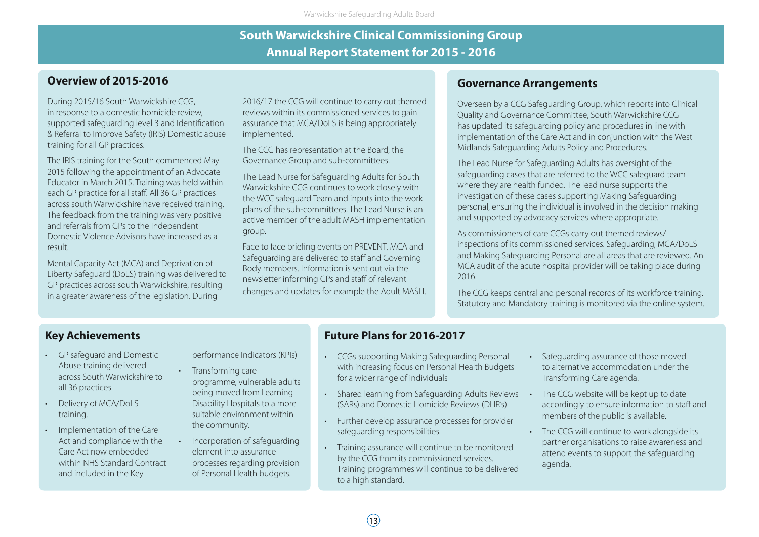# South Warwickshire Clinical Commissioning Group Annual Report Statement for 2015 - 2016

## Overview of 2015-2016

During 2015/16 South Warwickshire CCG, in response to a domestic homicide review, supported safeguarding level 3 and Identification & Referral to Improve Safety (IRIS) Domestic abuse training for all GP practices.

The IRIS training for the South commenced May 2015 following the appointment of an Advocate Educator in March 2015. Training was held within each GP practice for all staff. All 36 GP practices across south Warwickshire have received training. The feedback from the training was very positive and referrals from GPs to the Independent Domestic Violence Advisors have increased as a result.

Mental Capacity Act (MCA) and Deprivation of Liberty Safeguard (DoLS) training was delivered to GP practices across south Warwickshire, resulting in a greater awareness of the legislation. During 2016/17 the CCG will continue to carry out themed reviews within its commissioned services to gain assurance that MCA/DoLS is being appropriately implemented.

The CCG has representation at the Board, the Governance Group and sub-committees.

The Lead Nurse for Safeguarding Adults for South Warwickshire CCG continues to work closely with the WCC safeguard Team and inputs into the work plans of the sub-committees. The Lead Nurse is an active member of the adult MASH implementation group.

Face to face briefing events on PREVENT, MCA and Safeguarding are delivered to staff and Governing Body members. Information is sent out via the newsletter informing GPs and staff of relevant changes and updates for example the Adult MASH.

## Governance Arrangements

Overseen by a CCG Safeguarding Group, which reports into Clinical Quality and Governance Committee, South Warwickshire CCG has updated its safeguarding policy and procedures in line with implementation of the Care Act and in conjunction with the West Midlands Safeguarding Adults Policy and Procedures.

The Lead Nurse for Safeguarding Adults has oversight of the safeguarding cases that are referred to the WCC safeguard team where they are health funded. The lead nurse supports the investigation of these cases supporting Making Safeguarding personal, ensuring the individual is involved in the decision making and supported by advocacy services where appropriate.

As commissioners of care CCGs carry out themed reviews/ inspections of its commissioned services. Safeguarding, MCA/DoLS and Making Safeguarding Personal are all areas that are reviewed. An MCA audit of the acute hospital provider will be taking place during 2016.

The CCG keeps central and personal records of its workforce training. Statutory and Mandatory training is monitored via the online system.

## Key Achievements

- GP safeguard and Domestic Abuse training delivered across South Warwickshire to all 36 practices
- Delivery of MCA/DoLS training.
- Implementation of the Care Act and compliance with the Care Act now embedded within NHS Standard Contract and included in the Key performance Indicators (KPIs)
- Transforming care programme, vulnerable adults being moved from Learning Disability Hospitals to a more suitable environment within the community.
- Incorporation of safeguarding element into assurance processes regarding provision of Personal Health budgets.

## Future Plans for 2016-2017

- CCGs supporting Making Safeguarding Personal with increasing focus on Personal Health Budgets for a wider range of individuals
- Shared learning from Safeguarding Adults Reviews (SARs) and Domestic Homicide Reviews (DHR's)
- Further develop assurance processes for provider safeguarding responsibilities.
- Training assurance will continue to be monitored by the CCG from its commissioned services. Training programmes will continue to be delivered to a high standard.
- Safeguarding assurance of those moved to alternative accommodation under the Transforming Care agenda.
- The CCG website will be kept up to date accordingly to ensure information to staff and members of the public is available.
- The CCG will continue to work alongside its partner organisations to raise awareness and attend events to support the safeguarding agenda.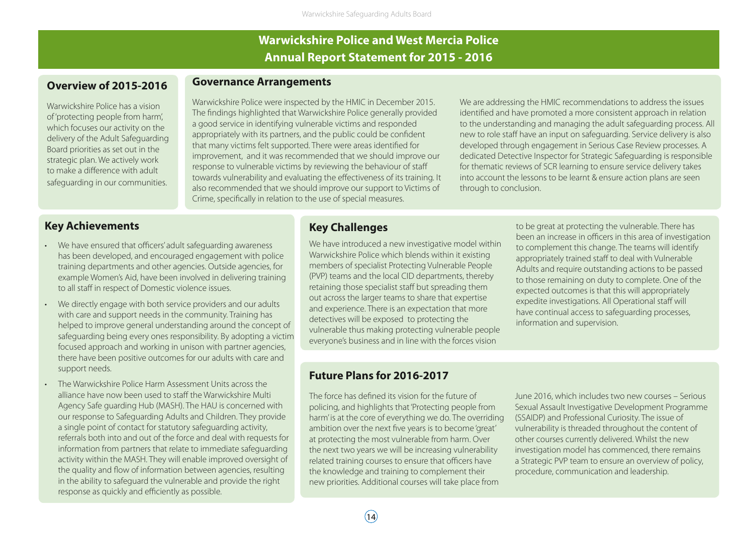# Warwickshire Police and West Mercia Police Annual Report Statement for 2015 - 2016

## Overview of 2015-2016

Warwickshire Police has a vision of 'protecting people from harm', which focuses our activity on the delivery of the Adult Safeguarding Board priorities as set out in the strategic plan. We actively work to make a difference with adult safeguarding in our communities.

## Governance Arrangements

Warwickshire Police were inspected by the HMIC in December 2015. The findings highlighted that Warwickshire Police generally provided a good service in identifying vulnerable victims and responded appropriately with its partners, and the public could be confident that many victims felt supported. There were areas identified for improvement, and it was recommended that we should improve our response to vulnerable victims by reviewing the behaviour of staff towards vulnerability and evaluating the effectiveness of its training. It also recommended that we should improve our support to Victims of Crime, specifically in relation to the use of special measures.

We are addressing the HMIC recommendations to address the issues identified and have promoted a more consistent approach in relation to the understanding and managing the adult safeguarding process. All new to role staff have an input on safeguarding. Service delivery is also developed through engagement in Serious Case Review processes. A dedicated Detective Inspector for Strategic Safeguarding is responsible for thematic reviews of SCR learning to ensure service delivery takes into account the lessons to be learnt & ensure action plans are seen through to conclusion.

## Key Achievements

- We have ensured that officers' adult safeguarding awareness has been developed, and encouraged engagement with police training departments and other agencies. Outside agencies, for example Women's Aid, have been involved in delivering training to all staff in respect of Domestic violence issues.
- We directly engage with both service providers and our adults with care and support needs in the community. Training has helped to improve general understanding around the concept of safeguarding being every ones responsibility. By adopting a victim focused approach and working in unison with partner agencies, there have been positive outcomes for our adults with care and support needs.
- The Warwickshire Police Harm Assessment Units across the alliance have now been used to staff the Warwickshire Multi Agency Safe guarding Hub (MASH). The HAU is concerned with our response to Safeguarding Adults and Children. They provide a single point of contact for statutory safeguarding activity, referrals both into and out of the force and deal with requests for information from partners that relate to immediate safeguarding activity within the MASH. They will enable improved oversight of the quality and flow of information between agencies, resulting in the ability to safeguard the vulnerable and provide the right response as quickly and efficiently as possible.

## Key Challenges

We have introduced a new investigative model within Warwickshire Police which blends within it existing members of specialist Protecting Vulnerable People (PVP) teams and the local CID departments, thereby retaining those specialist staff but spreading them out across the larger teams to share that expertise and experience. There is an expectation that more detectives will be exposed to protecting the vulnerable thus making protecting vulnerable people everyone's business and in line with the forces vision to be great at protecting the vulnerable. There has been an increase in officers in this area of investigation to complement this change. The teams will identify appropriately trained staff to deal with Vulnerable Adults and require outstanding actions to be passed to those remaining on duty to complete. One of the expected outcomes is that this will appropriately expedite investigations. All Operational staff will have continual access to safeguarding processes, information and supervision.

## Future Plans for 2016-2017

The force has defined its vision for the future of policing, and highlights that 'Protecting people from harm' is at the core of everything we do. The overriding ambition over the next five years is to become 'great' at protecting the most vulnerable from harm. Over the next two years we will be increasing vulnerability related training courses to ensure that officers have the knowledge and training to complement their new priorities. Additional courses will take place from June 2016, which includes two new courses – Serious Sexual Assault Investigative Development Programme (SSAIDP) and Professional Curiosity. The issue of vulnerability is threaded throughout the content of other courses currently delivered. Whilst the new investigation model has commenced, there remains a Strategic PVP team to ensure an overview of policy, procedure, communication and leadership.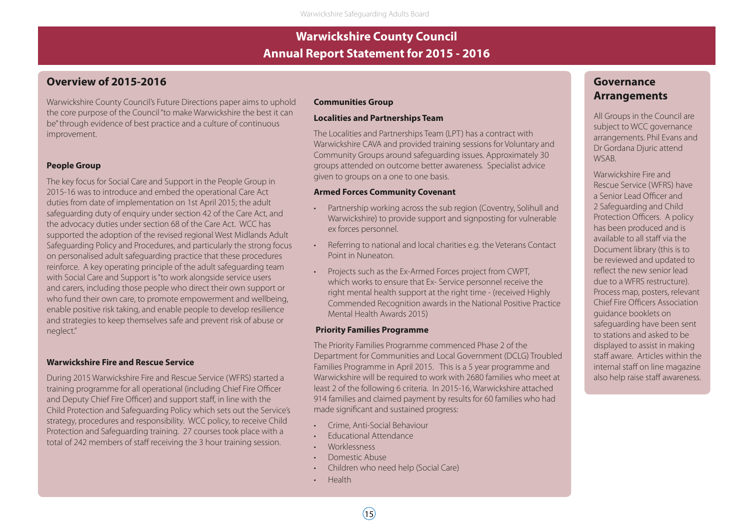# Warwickshire County Council
# Annual Report Statement for 2015 - 2016

## Overview of 2015-2016

Warwickshire County Council's Future Directions paper aims to uphold the core purpose of the Council "to make Warwickshire the best it can be" through evidence of best practice and a culture of continuous improvement.

### People Group

The key focus for Social Care and Support in the People Group in 2015-16 was to introduce and embed the operational Care Act duties from date of implementation on 1st April 2015; the adult safeguarding duty of enquiry under section 42 of the Care Act, and the advocacy duties under section 68 of the Care Act. WCC has supported the adoption of the revised regional West Midlands Adult Safeguarding Policy and Procedures, and particularly the strong focus on personalised adult safeguarding practice that these procedures reinforce. A key operating principle of the adult safeguarding team with Social Care and Support is "to work alongside service users and carers, including those people who direct their own support or who fund their own care, to promote empowerment and wellbeing, enable positive risk taking, and enable people to develop resilience and strategies to keep themselves safe and prevent risk of abuse or neglect."

### Warwickshire Fire and Rescue Service

During 2015 Warwickshire Fire and Rescue Service (WFRS) started a training programme for all operational (including Chief Fire Officer and Deputy Chief Fire Officer) and support staff, in line with the Child Protection and Safeguarding Policy which sets out the Service's strategy, procedures and responsibility. WCC policy, to receive Child Protection and Safeguarding training. 27 courses took place with a total of 242 members of staff receiving the 3 hour training session.

### Communities Group

#### Localities and Partnerships Team

The Localities and Partnerships Team (LPT) has a contract with Warwickshire CAVA and provided training sessions for Voluntary and Community Groups around safeguarding issues. Approximately 30 groups attended on outcome better awareness. Specialist advice given to groups on a one to one basis.

#### Armed Forces Community Covenant

- Partnership working across the sub region (Coventry, Solihull and Warwickshire) to provide support and signposting for vulnerable ex forces personnel.
- Referring to national and local charities e.g. the Veterans Contact Point in Nuneaton.
- Projects such as the Ex-Armed Forces project from CWPT, which works to ensure that Ex- Service personnel receive the right mental health support at the right time - (received Highly Commended Recognition awards in the National Positive Practice Mental Health Awards 2015)

#### Priority Families Programme

The Priority Families Programme commenced Phase 2 of the Department for Communities and Local Government (DCLG) Troubled Families Programme in April 2015. This is a 5 year programme and Warwickshire will be required to work with 2680 families who meet at least 2 of the following 6 criteria. In 2015-16, Warwickshire attached 914 families and claimed payment by results for 60 families who had made significant and sustained progress:

- Crime, Anti-Social Behaviour
- Educational Attendance
- Worklessness
- Domestic Abuse
- Children who need help (Social Care)
- Health

## Governance Arrangements

All Groups in the Council are subject to WCC governance arrangements. Phil Evans and Dr Gordana Djuric attend WSAB.

Warwickshire Fire and Rescue Service (WFRS) have a Senior Lead Officer and 2 Safeguarding and Child Protection Officers. A policy has been produced and is available to all staff via the Document library (this is to be reviewed and updated to reflect the new senior lead due to a WFRS restructure). Process map, posters, relevant Chief Fire Officers Association guidance booklets on safeguarding have been sent to stations and asked to be displayed to assist in making staff aware. Articles within the internal staff on line magazine also help raise staff awareness.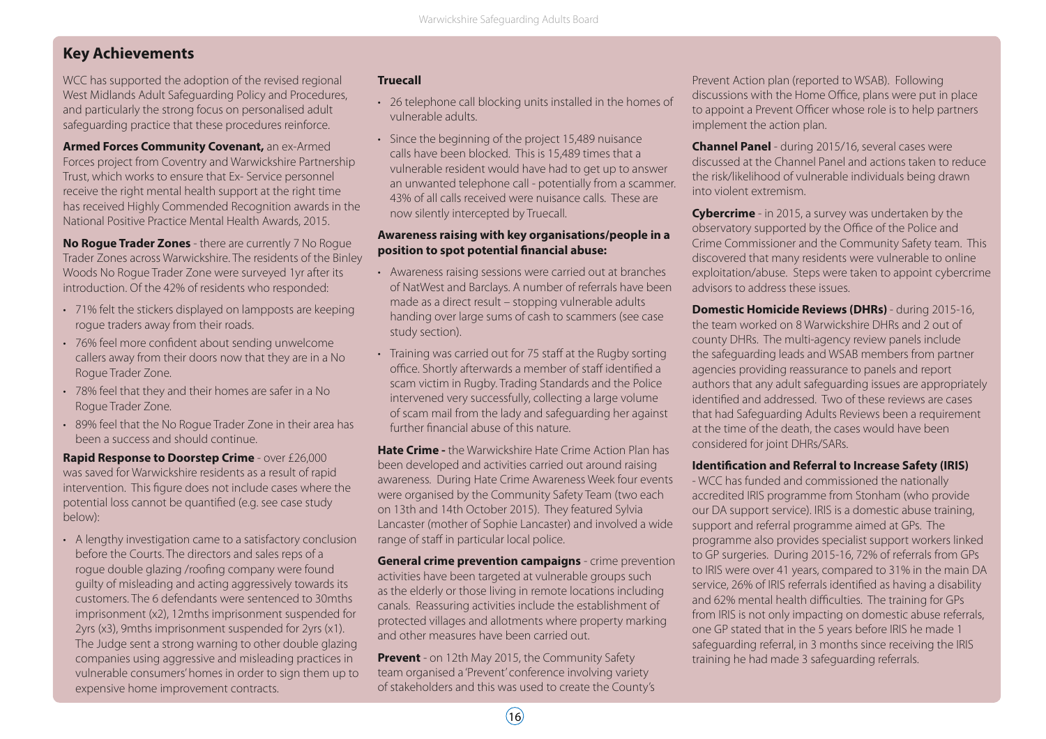## Key Achievements

WCC has supported the adoption of the revised regional West Midlands Adult Safeguarding Policy and Procedures, and particularly the strong focus on personalised adult safeguarding practice that these procedures reinforce.

**Armed Forces Community Covenant,** an ex-Armed Forces project from Coventry and Warwickshire Partnership Trust, which works to ensure that Ex- Service personnel receive the right mental health support at the right time has received Highly Commended Recognition awards in the National Positive Practice Mental Health Awards, 2015.

**No Rogue Trader Zones** - there are currently 7 No Rogue Trader Zones across Warwickshire. The residents of the Binley Woods No Rogue Trader Zone were surveyed 1yr after its introduction. Of the 42% of residents who responded:

- 71% felt the stickers displayed on lampposts are keeping rogue traders away from their roads.
- 76% feel more confident about sending unwelcome callers away from their doors now that they are in a No Rogue Trader Zone.
- 78% feel that they and their homes are safer in a No Rogue Trader Zone.
- 89% feel that the No Rogue Trader Zone in their area has been a success and should continue.

**Rapid Response to Doorstep Crime** - over £26,000 was saved for Warwickshire residents as a result of rapid intervention. This figure does not include cases where the potential loss cannot be quantified (e.g. see case study below):

- A lengthy investigation came to a satisfactory conclusion before the Courts. The directors and sales reps of a rogue double glazing /roofing company were found guilty of misleading and acting aggressively towards its customers. The 6 defendants were sentenced to 30mths imprisonment (x2), 12mths imprisonment suspended for 2yrs (x3), 9mths imprisonment suspended for 2yrs (x1). The Judge sent a strong warning to other double glazing companies using aggressive and misleading practices in vulnerable consumers' homes in order to sign them up to expensive home improvement contracts.

**Truecall**

- 26 telephone call blocking units installed in the homes of vulnerable adults.
- Since the beginning of the project 15,489 nuisance calls have been blocked. This is 15,489 times that a vulnerable resident would have had to get up to answer an unwanted telephone call - potentially from a scammer. 43% of all calls received were nuisance calls. These are now silently intercepted by Truecall.

**Awareness raising with key organisations/people in a position to spot potential financial abuse:**

- Awareness raising sessions were carried out at branches of NatWest and Barclays. A number of referrals have been made as a direct result – stopping vulnerable adults handing over large sums of cash to scammers (see case study section).
- Training was carried out for 75 staff at the Rugby sorting office. Shortly afterwards a member of staff identified a scam victim in Rugby. Trading Standards and the Police intervened very successfully, collecting a large volume of scam mail from the lady and safeguarding her against further financial abuse of this nature.

**Hate Crime -** the Warwickshire Hate Crime Action Plan has been developed and activities carried out around raising awareness. During Hate Crime Awareness Week four events were organised by the Community Safety Team (two each on 13th and 14th October 2015). They featured Sylvia Lancaster (mother of Sophie Lancaster) and involved a wide range of staff in particular local police.

**General crime prevention campaigns** - crime prevention activities have been targeted at vulnerable groups such as the elderly or those living in remote locations including canals. Reassuring activities include the establishment of protected villages and allotments where property marking and other measures have been carried out.

**Prevent** - on 12th May 2015, the Community Safety team organised a 'Prevent' conference involving variety of stakeholders and this was used to create the County's Prevent Action plan (reported to WSAB). Following discussions with the Home Office, plans were put in place to appoint a Prevent Officer whose role is to help partners implement the action plan.

**Channel Panel** - during 2015/16, several cases were discussed at the Channel Panel and actions taken to reduce the risk/likelihood of vulnerable individuals being drawn into violent extremism.

**Cybercrime** - in 2015, a survey was undertaken by the observatory supported by the Office of the Police and Crime Commissioner and the Community Safety team. This discovered that many residents were vulnerable to online exploitation/abuse. Steps were taken to appoint cybercrime advisors to address these issues.

**Domestic Homicide Reviews (DHRs)** - during 2015-16, the team worked on 8 Warwickshire DHRs and 2 out of county DHRs. The multi-agency review panels include the safeguarding leads and WSAB members from partner agencies providing reassurance to panels and report authors that any adult safeguarding issues are appropriately identified and addressed. Two of these reviews are cases that had Safeguarding Adults Reviews been a requirement at the time of the death, the cases would have been considered for joint DHRs/SARs.

**Identification and Referral to Increase Safety (IRIS)** - WCC has funded and commissioned the nationally accredited IRIS programme from Stonham (who provide our DA support service). IRIS is a domestic abuse training, support and referral programme aimed at GPs. The programme also provides specialist support workers linked to GP surgeries. During 2015-16, 72% of referrals from GPs to IRIS were over 41 years, compared to 31% in the main DA service, 26% of IRIS referrals identified as having a disability and 62% mental health difficulties. The training for GPs from IRIS is not only impacting on domestic abuse referrals, one GP stated that in the 5 years before IRIS he made 1 safeguarding referral, in 3 months since receiving the IRIS training he had made 3 safeguarding referrals.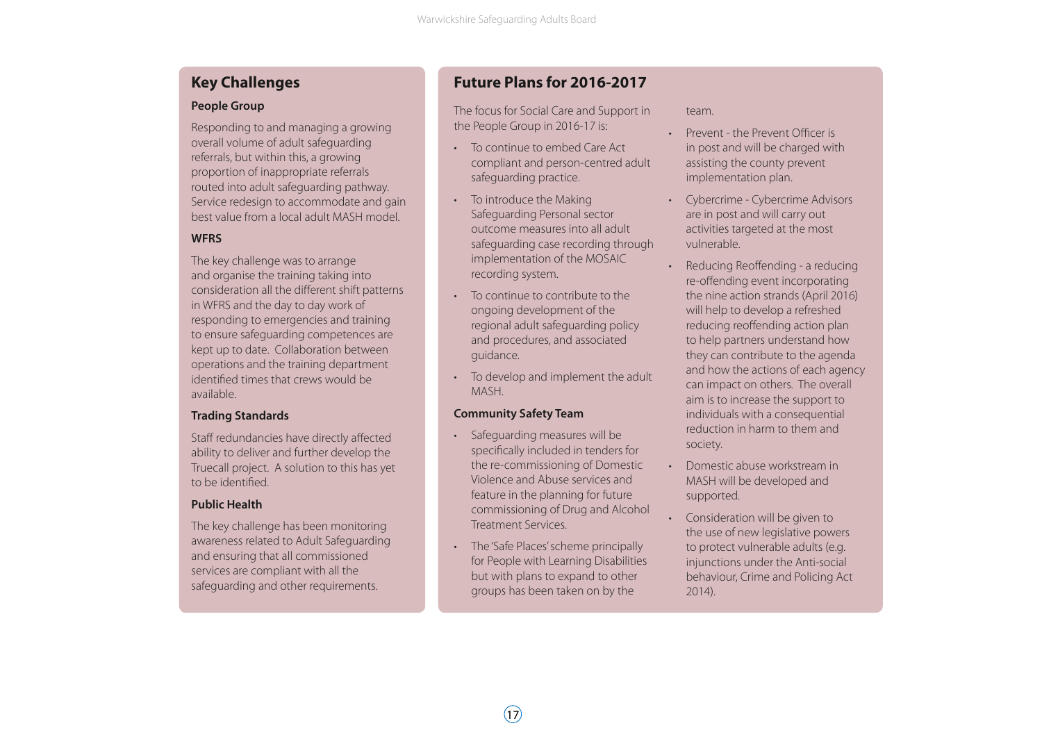## Key Challenges

### People Group

Responding to and managing a growing overall volume of adult safeguarding referrals, but within this, a growing proportion of inappropriate referrals routed into adult safeguarding pathway. Service redesign to accommodate and gain best value from a local adult MASH model.

### WFRS

The key challenge was to arrange and organise the training taking into consideration all the different shift patterns in WFRS and the day to day work of responding to emergencies and training to ensure safeguarding competences are kept up to date. Collaboration between operations and the training department identified times that crews would be available.

### Trading Standards

Staff redundancies have directly affected ability to deliver and further develop the Truecall project. A solution to this has yet to be identified.

### Public Health

The key challenge has been monitoring awareness related to Adult Safeguarding and ensuring that all commissioned services are compliant with all the safeguarding and other requirements.

## Future Plans for 2016-2017

The focus for Social Care and Support in the People Group in 2016-17 is:

- To continue to embed Care Act compliant and person-centred adult safeguarding practice.
- To introduce the Making Safeguarding Personal sector outcome measures into all adult safeguarding case recording through implementation of the MOSAIC recording system.
- To continue to contribute to the ongoing development of the regional adult safeguarding policy and procedures, and associated guidance.
- To develop and implement the adult MASH.

### Community Safety Team

- Safeguarding measures will be specifically included in tenders for the re-commissioning of Domestic Violence and Abuse services and feature in the planning for future commissioning of Drug and Alcohol Treatment Services.
- The 'Safe Places' scheme principally for People with Learning Disabilities but with plans to expand to other groups has been taken on by the team.
- Prevent - the Prevent Officer is in post and will be charged with assisting the county prevent implementation plan.
- Cybercrime - Cybercrime Advisors are in post and will carry out activities targeted at the most vulnerable.
- Reducing Reoffending - a reducing re-offending event incorporating the nine action strands (April 2016) will help to develop a refreshed reducing reoffending action plan to help partners understand how they can contribute to the agenda and how the actions of each agency can impact on others. The overall aim is to increase the support to individuals with a consequential reduction in harm to them and society.
- Domestic abuse workstream in MASH will be developed and supported.
- Consideration will be given to the use of new legislative powers to protect vulnerable adults (e.g. injunctions under the Anti-social behaviour, Crime and Policing Act 2014).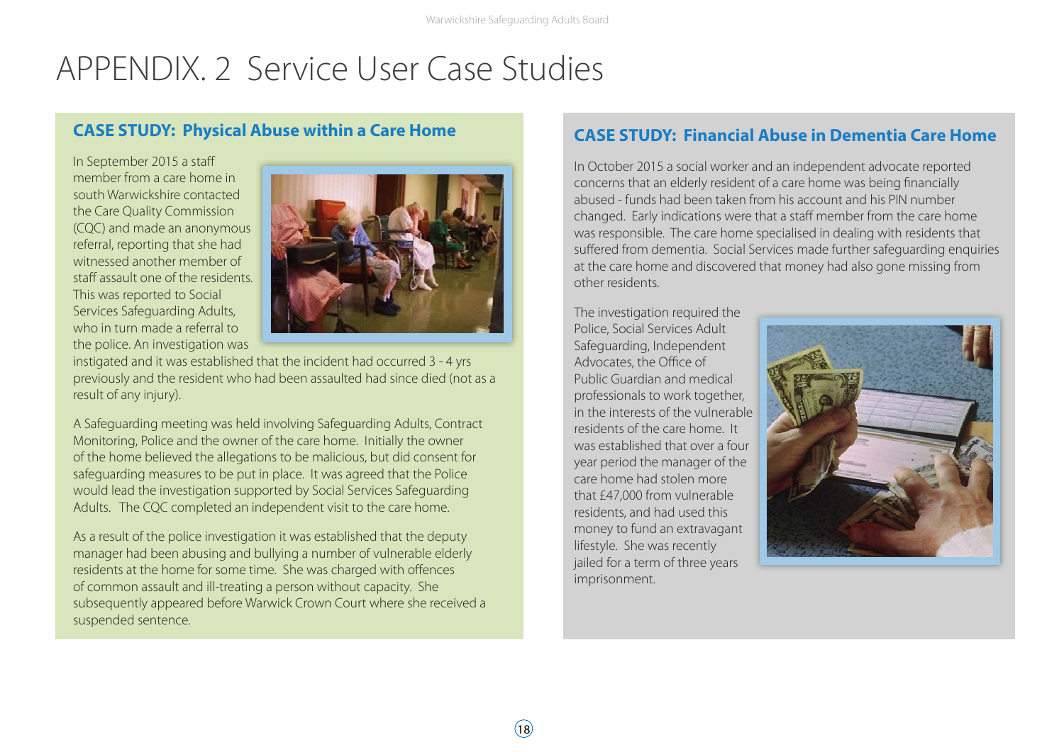# APPENDIX. 2 Service User Case Studies

## CASE STUDY: Physical Abuse within a Care Home

In September 2015 a staff member from a care home in south Warwickshire contacted the Care Quality Commission (CQC) and made an anonymous referral, reporting that she had witnessed another member of staff assault one of the residents. This was reported to Social Services Safeguarding Adults, who in turn made a referral to the police. An investigation was instigated and it was established that the incident had occurred 3 - 4 yrs previously and the resident who had been assaulted had since died (not as a result of any injury).

A Safeguarding meeting was held involving Safeguarding Adults, Contract Monitoring, Police and the owner of the care home. Initially the owner of the home believed the allegations to be malicious, but did consent for safeguarding measures to be put in place. It was agreed that the Police would lead the investigation supported by Social Services Safeguarding Adults. The CQC completed an independent visit to the care home.

As a result of the police investigation it was established that the deputy manager had been abusing and bullying a number of vulnerable elderly residents at the home for some time. She was charged with offences of common assault and ill-treating a person without capacity. She subsequently appeared before Warwick Crown Court where she received a suspended sentence.

## CASE STUDY: Financial Abuse in Dementia Care Home

In October 2015 a social worker and an independent advocate reported concerns that an elderly resident of a care home was being financially abused - funds had been taken from his account and his PIN number changed. Early indications were that a staff member from the care home was responsible. The care home specialised in dealing with residents that suffered from dementia. Social Services made further safeguarding enquiries at the care home and discovered that money had also gone missing from other residents.

The investigation required the Police, Social Services Adult Safeguarding, Independent Advocates, the Office of Public Guardian and medical professionals to work together, in the interests of the vulnerable residents of the care home. It was established that over a four year period the manager of the care home had stolen more that £47,000 from vulnerable residents, and had used this money to fund an extravagant lifestyle. She was recently jailed for a term of three years imprisonment.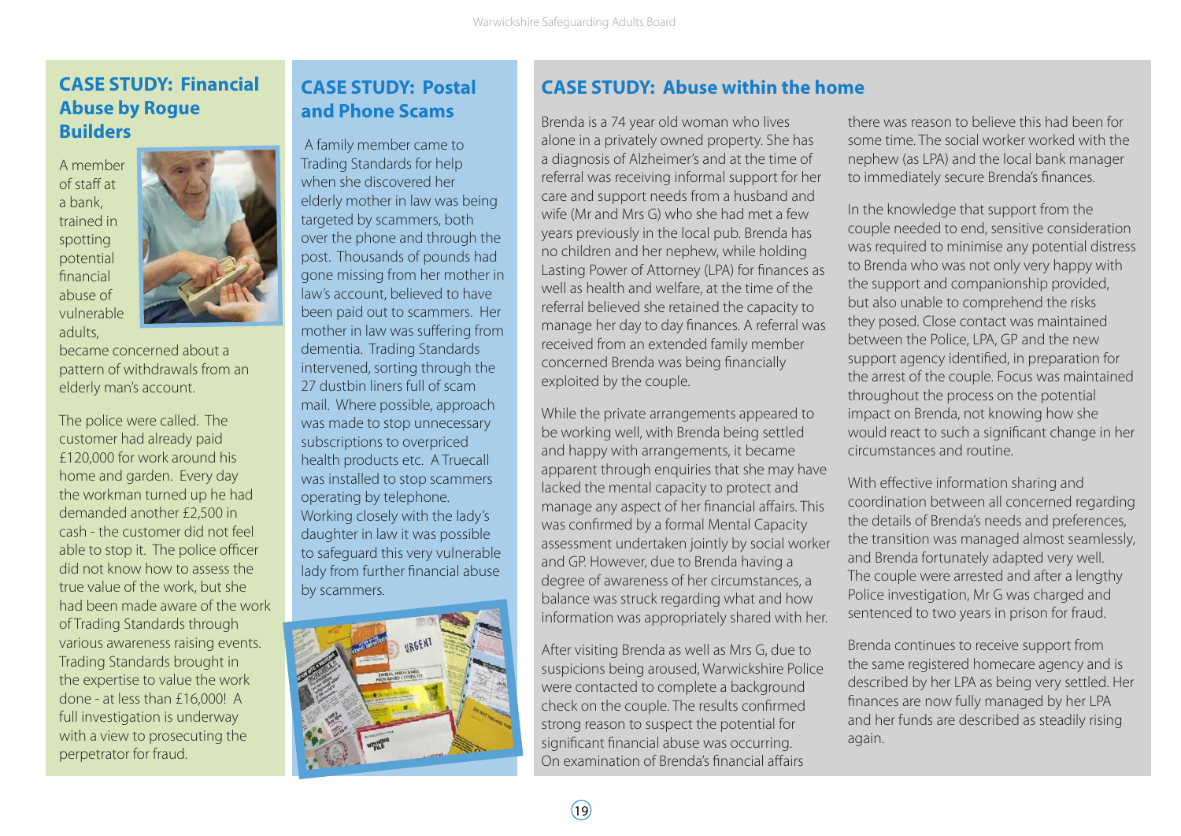## CASE STUDY: Financial Abuse by Rogue Builders

A member of staff at a bank, trained in spotting potential financial abuse of vulnerable adults, became concerned about a pattern of withdrawals from an elderly man's account.

The police were called. The customer had already paid £120,000 for work around his home and garden. Every day the workman turned up he had demanded another £2,500 in cash - the customer did not feel able to stop it. The police officer did not know how to assess the true value of the work, but she had been made aware of the work of Trading Standards through various awareness raising events. Trading Standards brought in the expertise to value the work done - at less than £16,000! A full investigation is underway with a view to prosecuting the perpetrator for fraud.

## CASE STUDY: Postal and Phone Scams

A family member came to Trading Standards for help when she discovered her elderly mother in law was being targeted by scammers, both over the phone and through the post. Thousands of pounds had gone missing from her mother in law's account, believed to have been paid out to scammers. Her mother in law was suffering from dementia. Trading Standards intervened, sorting through the 27 dustbin liners full of scam mail. Where possible, approach was made to stop unnecessary subscriptions to overpriced health products etc. A Truecall was installed to stop scammers operating by telephone. Working closely with the lady's daughter in law it was possible to safeguard this very vulnerable lady from further financial abuse by scammers.

## CASE STUDY: Abuse within the home

Brenda is a 74 year old woman who lives alone in a privately owned property. She has a diagnosis of Alzheimer's and at the time of referral was receiving informal support for her care and support needs from a husband and wife (Mr and Mrs G) who she had met a few years previously in the local pub. Brenda has no children and her nephew, while holding Lasting Power of Attorney (LPA) for finances as well as health and welfare, at the time of the referral believed she retained the capacity to manage her day to day finances. A referral was received from an extended family member concerned Brenda was being financially exploited by the couple.

While the private arrangements appeared to be working well, with Brenda being settled and happy with arrangements, it became apparent through enquiries that she may have lacked the mental capacity to protect and manage any aspect of her financial affairs. This was confirmed by a formal Mental Capacity assessment undertaken jointly by social worker and GP. However, due to Brenda having a degree of awareness of her circumstances, a balance was struck regarding what and how information was appropriately shared with her.

After visiting Brenda as well as Mrs G, due to suspicions being aroused, Warwickshire Police were contacted to complete a background check on the couple. The results confirmed strong reason to suspect the potential for significant financial abuse was occurring. On examination of Brenda's financial affairs there was reason to believe this had been for some time. The social worker worked with the nephew (as LPA) and the local bank manager to immediately secure Brenda's finances.

In the knowledge that support from the couple needed to end, sensitive consideration was required to minimise any potential distress to Brenda who was not only very happy with the support and companionship provided, but also unable to comprehend the risks they posed. Close contact was maintained between the Police, LPA, GP and the new support agency identified, in preparation for the arrest of the couple. Focus was maintained throughout the process on the potential impact on Brenda, not knowing how she would react to such a significant change in her circumstances and routine.

With effective information sharing and coordination between all concerned regarding the details of Brenda's needs and preferences, the transition was managed almost seamlessly, and Brenda fortunately adapted very well. The couple were arrested and after a lengthy Police investigation, Mr G was charged and sentenced to two years in prison for fraud.

Brenda continues to receive support from the same registered homecare agency and is described by her LPA as being very settled. Her finances are now fully managed by her LPA and her funds are described as steadily rising again.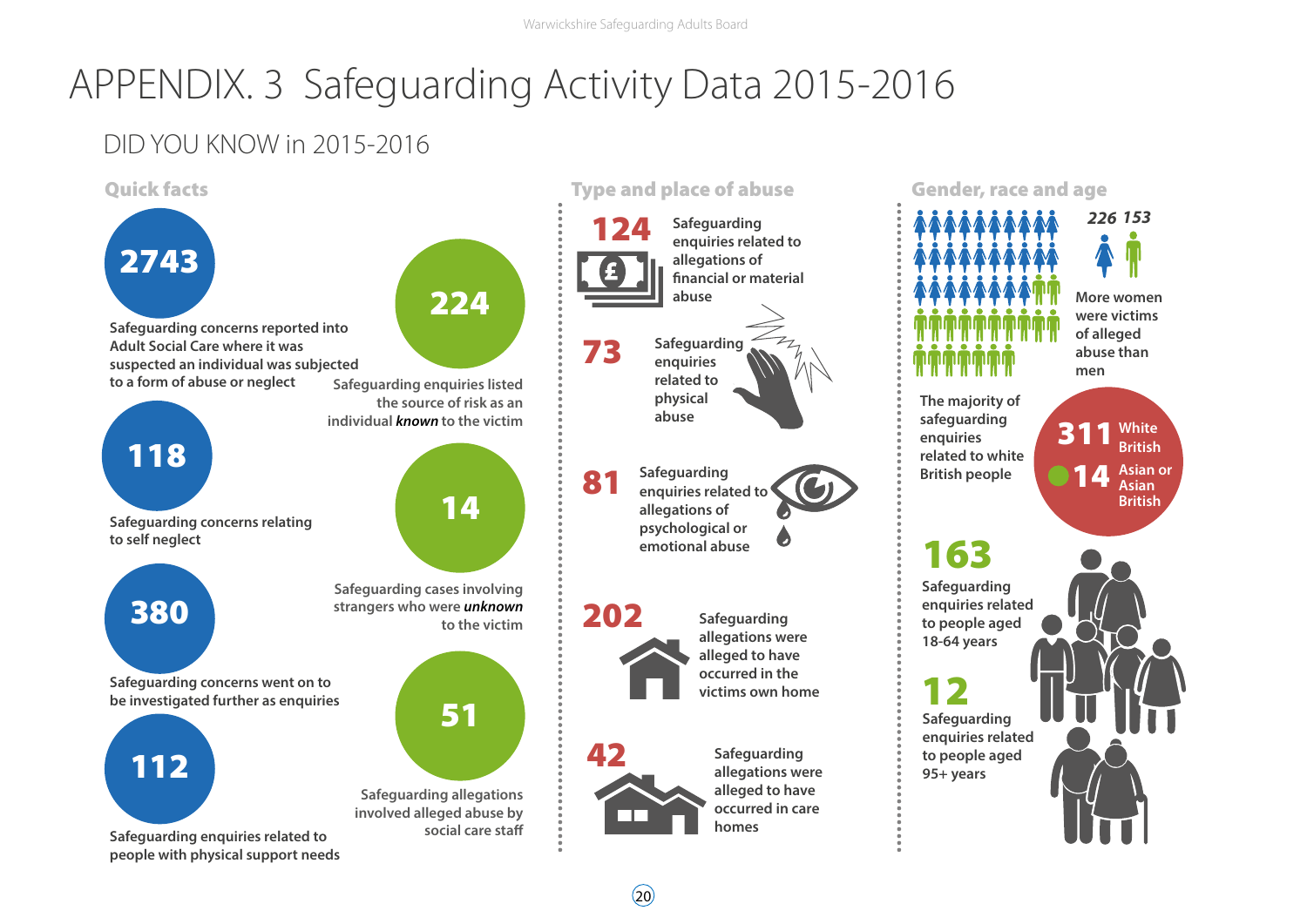# APPENDIX. 3 Safeguarding Activity Data 2015-2016

## DID YOU KNOW in 2015-2016

### Quick facts

**2743**
Safeguarding concerns reported into Adult Social Care where it was suspected an individual was subjected to a form of abuse or neglect

**224**
Safeguarding enquiries listed the source of risk as an individual ***known*** to the victim

**118**
Safeguarding concerns relating to self neglect

**14**
Safeguarding cases involving strangers who were ***unknown*** to the victim

**380**
Safeguarding concerns went on to be investigated further as enquiries

**51**
Safeguarding allegations involved alleged abuse by social care staff

**112**
Safeguarding enquiries related to people with physical support needs

### Type and place of abuse

**124** Safeguarding enquiries related to allegations of financial or material abuse

**73** Safeguarding enquiries related to physical abuse

**81** Safeguarding enquiries related to allegations of psychological or emotional abuse

**202** Safeguarding allegations were alleged to have occurred in the victims own home

**42** Safeguarding allegations were alleged to have occurred in care homes

### Gender, race and age

**226 153**
More women were victims of alleged abuse than men

The majority of safeguarding enquiries related to white British people

**311** White British
**14** Asian or Asian British

**163**
Safeguarding enquiries related to people aged 18-64 years

**12**
Safeguarding enquiries related to people aged 95+ years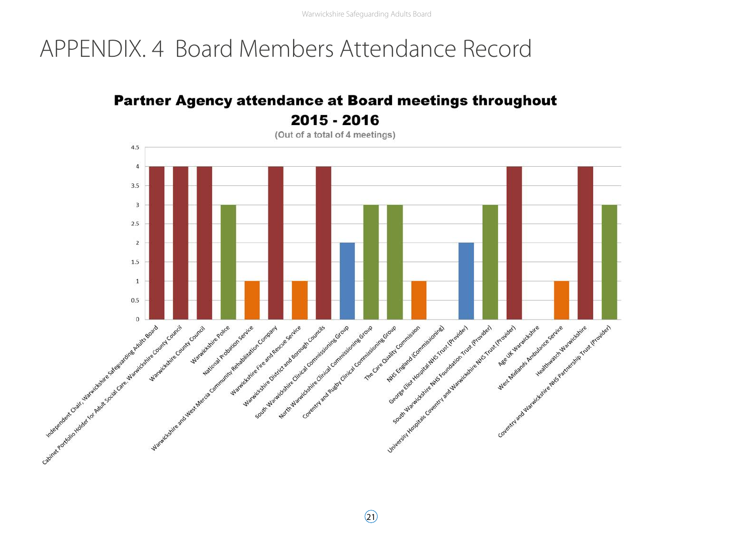# APPENDIX. 4 Board Members Attendance Record

**Partner Agency attendance at Board meetings throughout 2015 - 2016**

(Out of a total of 4 meetings)

| Partner Agency | Meetings attended |
|---|---|
| Independent Chair, Warwickshire Safeguarding Adults Board | 4 |
| Cabinet Portfolio Holder for Adult Social Care, Warwickshire County Council | 4 |
| Warwickshire County Council | 4 |
| Warwickshire Police | 3 |
| National Probation Service | 1 |
| Warwickshire and West Mercia Community Rehabilitation Company | 4 |
| Warwickshire Fire and Rescue Service | 1 |
| Warwickshire District and Borough Councils | 4 |
| South Warwickshire Clinical Commissioning Group | 2 |
| North Warwickshire Clinical Commissioning Group | 3 |
| Coventry and Rugby Clinical Commissioning Group | 3 |
| The Care Quality Commission | 1 |
| NHS England (Commissioning) | 0 |
| George Eliot Hospital NHS Trust (Provider) | 2 |
| South Warwickshire NHS Foundation Trust (Provider) | 3 |
| University Hospitals Coventry and Warwickshire NHS Trust (Provider) | 4 |
| Age UK Warwickshire | 0 |
| West Midlands Ambulance Service | 1 |
| Healthwatch Warwickshire | 4 |
| Coventry and Warwickshire NHS Partnership Trust (Provider) | 3 |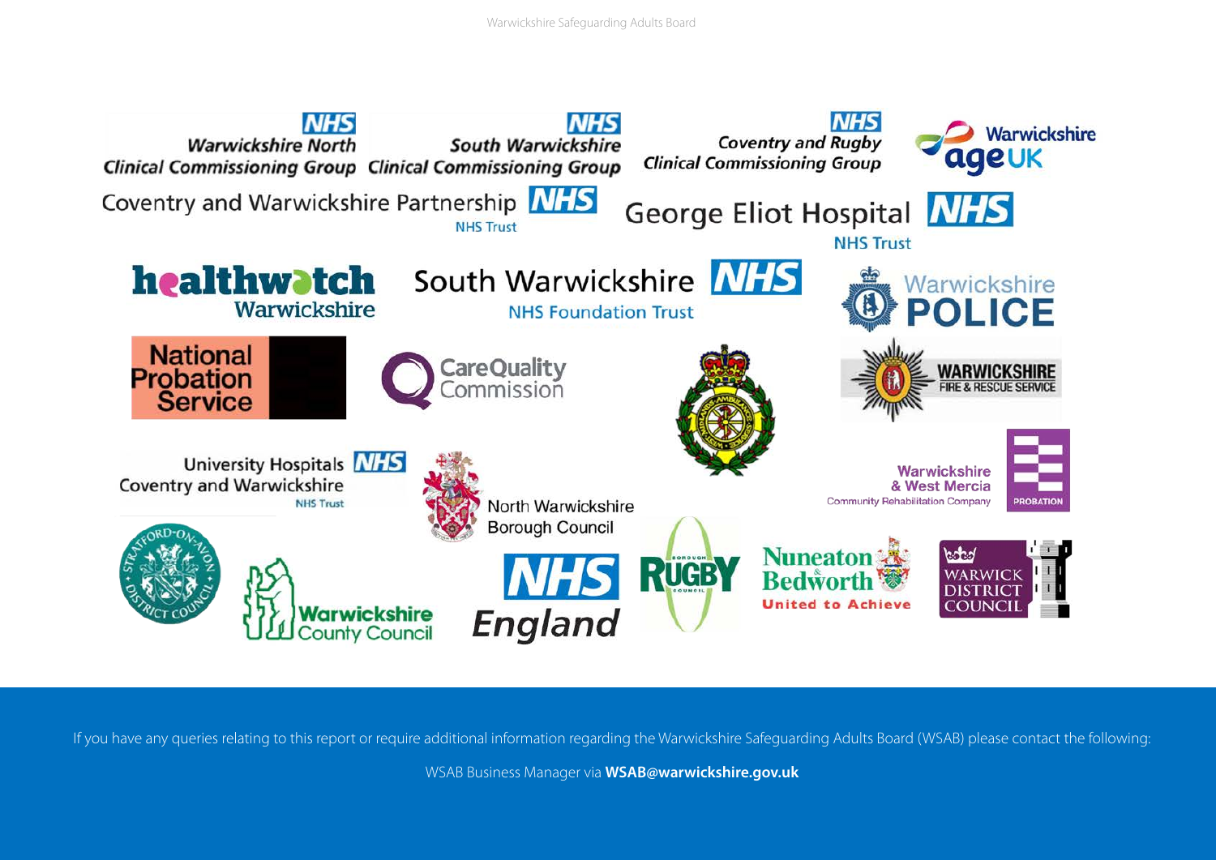If you have any queries relating to this report or require additional information regarding the Warwickshire Safeguarding Adults Board (WSAB) please contact the following:

WSAB Business Manager via **WSAB@warwickshire.gov.uk**